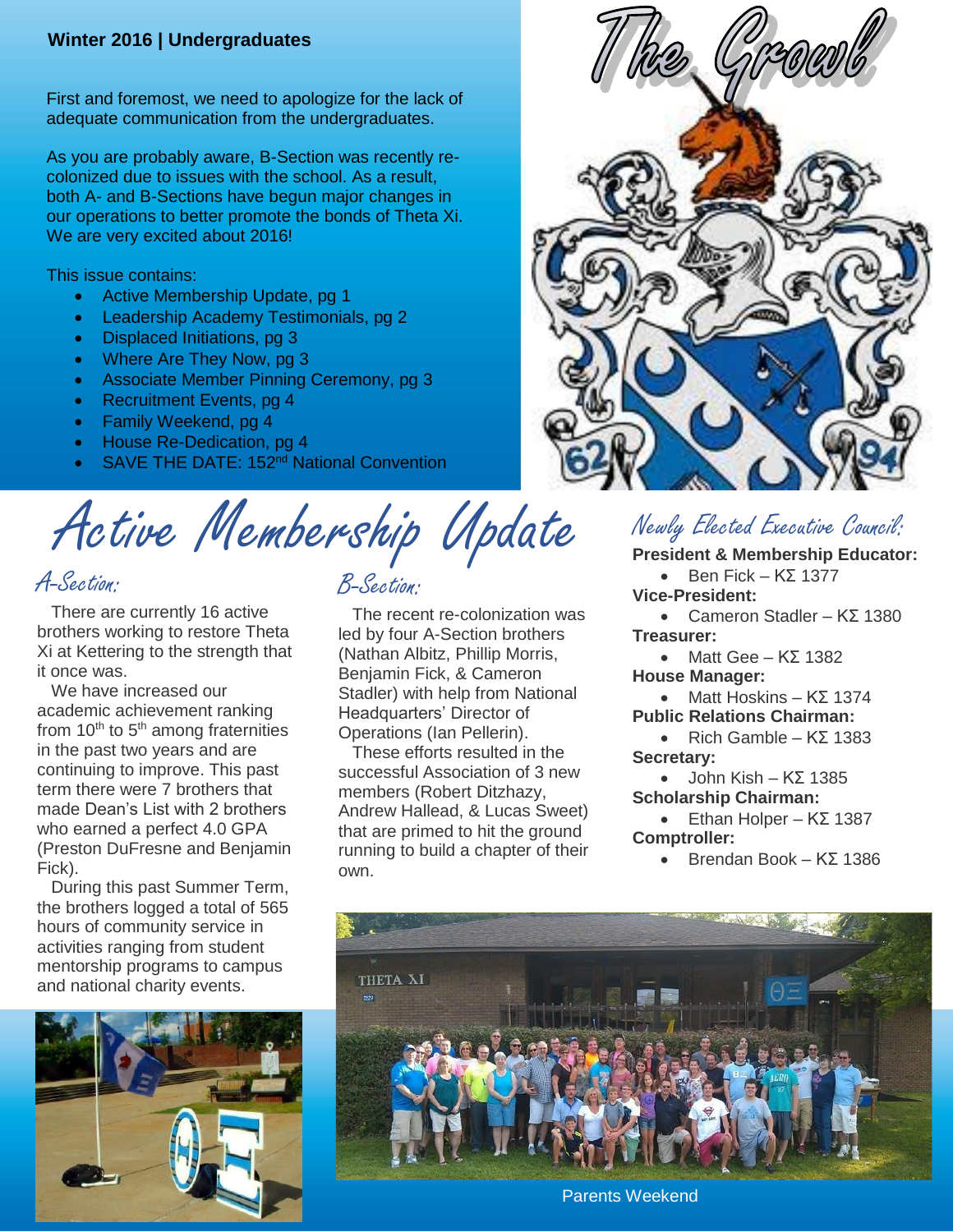# The Growl

**Winter 2016 | Undergraduates**

First and foremost, we need to apologize for the lack of adequate communication from the undergraduates.

As you are probably aware, B-Section was recently re-colonized due to issues with the school. As a result, both A- and B-Sections have begun major changes in our operations to better promote the bonds of Theta Xi. We are very excited about 2016!

This issue contains:

- Active Membership Update, pg 1
- Leadership Academy Testimonials, pg 2
- Displaced Initiations, pg 3
- Where Are They Now, pg 3
- Associate Member Pinning Ceremony, pg 3
- Recruitment Events, pg 4
- Family Weekend, pg 4
- House Re-Dedication, pg 4
- SAVE THE DATE: 152nd National Convention

## Active Membership Update

### A-Section:

There are currently 16 active brothers working to restore Theta Xi at Kettering to the strength that it once was.

We have increased our academic achievement ranking from 10th to 5th among fraternities in the past two years and are continuing to improve. This past term there were 7 brothers that made Dean's List with 2 brothers who earned a perfect 4.0 GPA (Preston DuFresne and Benjamin Fick).

During this past Summer Term, the brothers logged a total of 565 hours of community service in activities ranging from student mentorship programs to campus and national charity events.

### B-Section:

The recent re-colonization was led by four A-Section brothers (Nathan Albitz, Phillip Morris, Benjamin Fick, & Cameron Stadler) with help from National Headquarters' Director of Operations (Ian Pellerin).

These efforts resulted in the successful Association of 3 new members (Robert Ditzhazy, Andrew Hallead, & Lucas Sweet) that are primed to hit the ground running to build a chapter of their own.

### Newly Elected Executive Council:

**President & Membership Educator:**
- Ben Fick – KΣ 1377

**Vice-President:**
- Cameron Stadler – KΣ 1380

**Treasurer:**
- Matt Gee – KΣ 1382

**House Manager:**
- Matt Hoskins – KΣ 1374

**Public Relations Chairman:**
- Rich Gamble – KΣ 1383

**Secretary:**
- John Kish – KΣ 1385

**Scholarship Chairman:**
- Ethan Holper – KΣ 1387

**Comptroller:**
- Brendan Book – KΣ 1386

Parents Weekend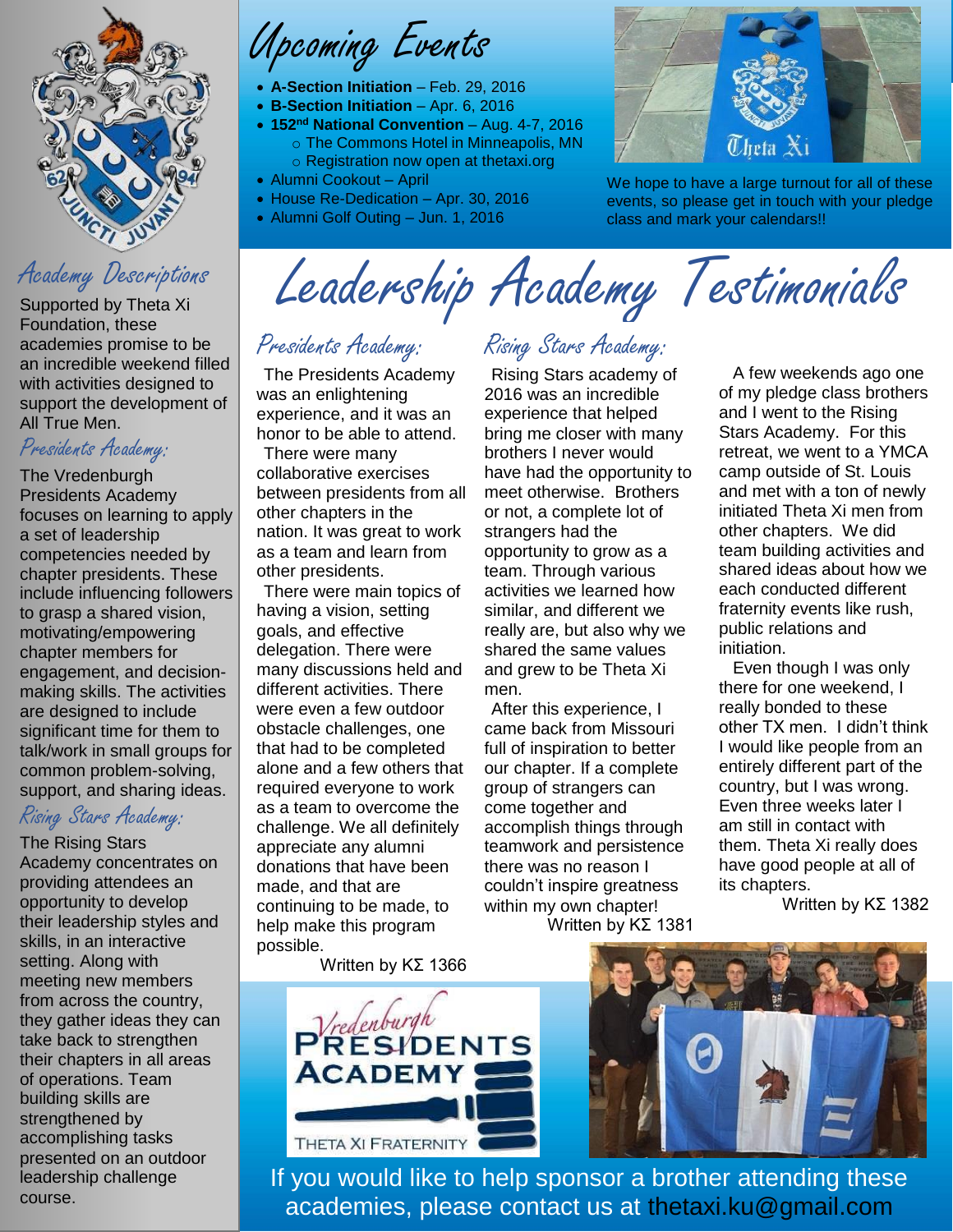## Academy Descriptions

Supported by Theta Xi Foundation, these academies promise to be an incredible weekend filled with activities designed to support the development of All True Men.

### Presidents Academy:

The Vredenburgh Presidents Academy focuses on learning to apply a set of leadership competencies needed by chapter presidents. These include influencing followers to grasp a shared vision, motivating/empowering chapter members for engagement, and decision-making skills. The activities are designed to include significant time for them to talk/work in small groups for common problem-solving, support, and sharing ideas.

### Rising Stars Academy:

The Rising Stars Academy concentrates on providing attendees an opportunity to develop their leadership styles and skills, in an interactive setting. Along with meeting new members from across the country, they gather ideas they can take back to strengthen their chapters in all areas of operations. Team building skills are strengthened by accomplishing tasks presented on an outdoor leadership challenge course.

# Upcoming Events

- **A-Section Initiation** – Feb. 29, 2016
- **B-Section Initiation** – Apr. 6, 2016
- **152nd National Convention** – Aug. 4-7, 2016
  - The Commons Hotel in Minneapolis, MN
  - Registration now open at thetaxi.org
- Alumni Cookout – April
- House Re-Dedication – Apr. 30, 2016
- Alumni Golf Outing – Jun. 1, 2016

We hope to have a large turnout for all of these events, so please get in touch with your pledge class and mark your calendars!!

# Leadership Academy Testimonials

## Presidents Academy:

The Presidents Academy was an enlightening experience, and it was an honor to be able to attend.

There were many collaborative exercises between presidents from all other chapters in the nation. It was great to work as a team and learn from other presidents.

There were main topics of having a vision, setting goals, and effective delegation. There were many discussions held and different activities. There were even a few outdoor obstacle challenges, one that had to be completed alone and a few others that required everyone to work as a team to overcome the challenge. We all definitely appreciate any alumni donations that have been made, and that are continuing to be made, to help make this program possible.

Written by ΚΣ 1366

## Rising Stars Academy:

Rising Stars academy of 2016 was an incredible experience that helped bring me closer with many brothers I never would have had the opportunity to meet otherwise. Brothers or not, a complete lot of strangers had the opportunity to grow as a team. Through various activities we learned how similar, and different we really are, but also why we shared the same values and grew to be Theta Xi men.

After this experience, I came back from Missouri full of inspiration to better our chapter. If a complete group of strangers can come together and accomplish things through teamwork and persistence there was no reason I couldn't inspire greatness within my own chapter!

Written by ΚΣ 1381

A few weekends ago one of my pledge class brothers and I went to the Rising Stars Academy. For this retreat, we went to a YMCA camp outside of St. Louis and met with a ton of newly initiated Theta Xi men from other chapters. We did team building activities and shared ideas about how we each conducted different fraternity events like rush, public relations and initiation.

Even though I was only there for one weekend, I really bonded to these other TX men. I didn't think I would like people from an entirely different part of the country, but I was wrong. Even three weeks later I am still in contact with them. Theta Xi really does have good people at all of its chapters.

Written by ΚΣ 1382

If you would like to help sponsor a brother attending these academies, please contact us at thetaxi.ku@gmail.com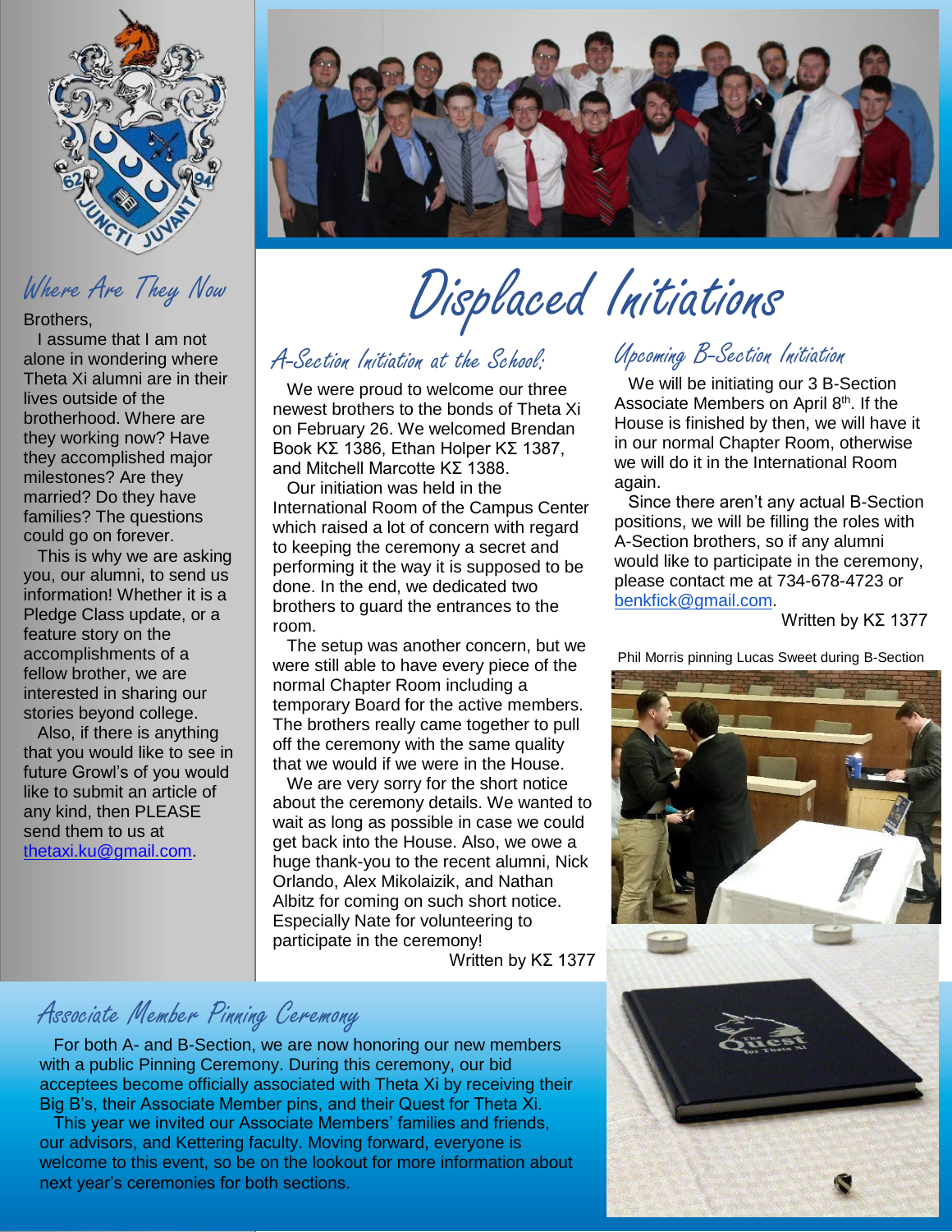## Where Are They Now

Brothers,

I assume that I am not alone in wondering where Theta Xi alumni are in their lives outside of the brotherhood. Where are they working now? Have they accomplished major milestones? Are they married? Do they have families? The questions could go on forever.

This is why we are asking you, our alumni, to send us information! Whether it is a Pledge Class update, or a feature story on the accomplishments of a fellow brother, we are interested in sharing our stories beyond college.

Also, if there is anything that you would like to see in future Growl's of you would like to submit an article of any kind, then PLEASE send them to us at thetaxi.ku@gmail.com.

# Displaced Initiations

### A-Section Initiation at the School:

We were proud to welcome our three newest brothers to the bonds of Theta Xi on February 26. We welcomed Brendan Book ΚΣ 1386, Ethan Holper ΚΣ 1387, and Mitchell Marcotte ΚΣ 1388.

Our initiation was held in the International Room of the Campus Center which raised a lot of concern with regard to keeping the ceremony a secret and performing it the way it is supposed to be done. In the end, we dedicated two brothers to guard the entrances to the room.

The setup was another concern, but we were still able to have every piece of the normal Chapter Room including a temporary Board for the active members. The brothers really came together to pull off the ceremony with the same quality that we would if we were in the House.

We are very sorry for the short notice about the ceremony details. We wanted to wait as long as possible in case we could get back into the House. Also, we owe a huge thank-you to the recent alumni, Nick Orlando, Alex Mikolaizik, and Nathan Albitz for coming on such short notice. Especially Nate for volunteering to participate in the ceremony!

Written by ΚΣ 1377

### Upcoming B-Section Initiation

We will be initiating our 3 B-Section Associate Members on April 8th. If the House is finished by then, we will have it in our normal Chapter Room, otherwise we will do it in the International Room again.

Since there aren't any actual B-Section positions, we will be filling the roles with A-Section brothers, so if any alumni would like to participate in the ceremony, please contact me at 734-678-4723 or benkfick@gmail.com.

Written by ΚΣ 1377

Phil Morris pinning Lucas Sweet during B-Section

### Associate Member Pinning Ceremony

For both A- and B-Section, we are now honoring our new members with a public Pinning Ceremony. During this ceremony, our bid acceptees become officially associated with Theta Xi by receiving their Big B's, their Associate Member pins, and their Quest for Theta Xi.

This year we invited our Associate Members' families and friends, our advisors, and Kettering faculty. Moving forward, everyone is welcome to this event, so be on the lookout for more information about next year's ceremonies for both sections.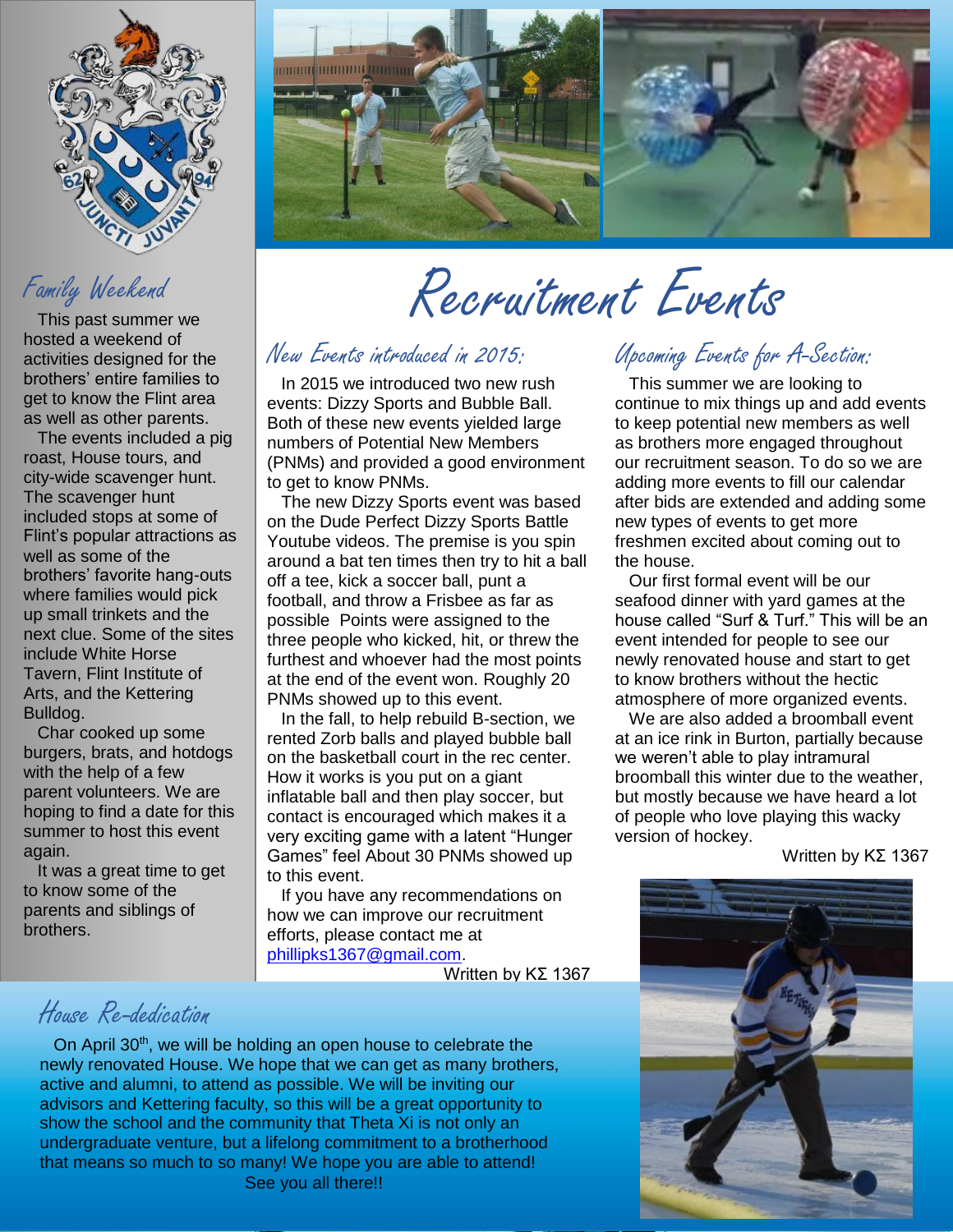## Family Weekend

This past summer we hosted a weekend of activities designed for the brothers' entire families to get to know the Flint area as well as other parents.

The events included a pig roast, House tours, and city-wide scavenger hunt. The scavenger hunt included stops at some of Flint's popular attractions as well as some of the brothers' favorite hang-outs where families would pick up small trinkets and the next clue. Some of the sites include White Horse Tavern, Flint Institute of Arts, and the Kettering Bulldog.

Char cooked up some burgers, brats, and hotdogs with the help of a few parent volunteers. We are hoping to find a date for this summer to host this event again.

It was a great time to get to know some of the parents and siblings of brothers.

# Recruitment Events

### New Events introduced in 2015:

In 2015 we introduced two new rush events: Dizzy Sports and Bubble Ball. Both of these new events yielded large numbers of Potential New Members (PNMs) and provided a good environment to get to know PNMs.

The new Dizzy Sports event was based on the Dude Perfect Dizzy Sports Battle Youtube videos. The premise is you spin around a bat ten times then try to hit a ball off a tee, kick a soccer ball, punt a football, and throw a Frisbee as far as possible Points were assigned to the three people who kicked, hit, or threw the furthest and whoever had the most points at the end of the event won. Roughly 20 PNMs showed up to this event.

In the fall, to help rebuild B-section, we rented Zorb balls and played bubble ball on the basketball court in the rec center. How it works is you put on a giant inflatable ball and then play soccer, but contact is encouraged which makes it a very exciting game with a latent "Hunger Games" feel About 30 PNMs showed up to this event.

If you have any recommendations on how we can improve our recruitment efforts, please contact me at phillipks1367@gmail.com.

Written by ΚΣ 1367

### Upcoming Events for A-Section:

This summer we are looking to continue to mix things up and add events to keep potential new members as well as brothers more engaged throughout our recruitment season. To do so we are adding more events to fill our calendar after bids are extended and adding some new types of events to get more freshmen excited about coming out to the house.

Our first formal event will be our seafood dinner with yard games at the house called "Surf & Turf." This will be an event intended for people to see our newly renovated house and start to get to know brothers without the hectic atmosphere of more organized events.

We are also added a broomball event at an ice rink in Burton, partially because we weren't able to play intramural broomball this winter due to the weather, but mostly because we have heard a lot of people who love playing this wacky version of hockey.

Written by ΚΣ 1367

## House Re-dedication

On April 30th, we will be holding an open house to celebrate the newly renovated House. We hope that we can get as many brothers, active and alumni, to attend as possible. We will be inviting our advisors and Kettering faculty, so this will be a great opportunity to show the school and the community that Theta Xi is not only an undergraduate venture, but a lifelong commitment to a brotherhood that means so much to so many! We hope you are able to attend!

See you all there!!